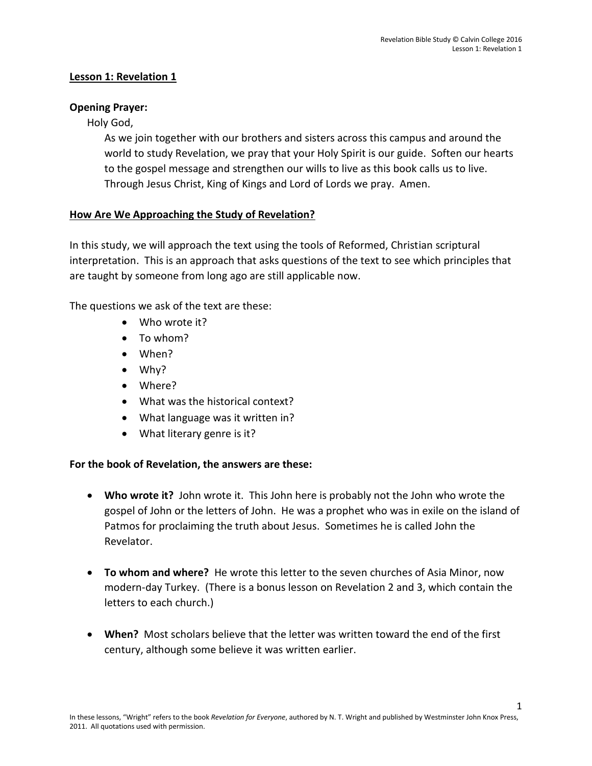## Lesson 1: Revelation 1

**Opening Prayer:**

Holy God,

As we join together with our brothers and sisters across this campus and around the world to study Revelation, we pray that your Holy Spirit is our guide. Soften our hearts to the gospel message and strengthen our wills to live as this book calls us to live. Through Jesus Christ, King of Kings and Lord of Lords we pray. Amen.

## How Are We Approaching the Study of Revelation?

In this study, we will approach the text using the tools of Reformed, Christian scriptural interpretation. This is an approach that asks questions of the text to see which principles that are taught by someone from long ago are still applicable now.

The questions we ask of the text are these:

- Who wrote it?
- To whom?
- When?
- Why?
- Where?
- What was the historical context?
- What language was it written in?
- What literary genre is it?

**For the book of Revelation, the answers are these:**

- **Who wrote it?** John wrote it. This John here is probably not the John who wrote the gospel of John or the letters of John. He was a prophet who was in exile on the island of Patmos for proclaiming the truth about Jesus. Sometimes he is called John the Revelator.

- **To whom and where?** He wrote this letter to the seven churches of Asia Minor, now modern-day Turkey. (There is a bonus lesson on Revelation 2 and 3, which contain the letters to each church.)

- **When?** Most scholars believe that the letter was written toward the end of the first century, although some believe it was written earlier.

In these lessons, "Wright" refers to the book *Revelation for Everyone*, authored by N. T. Wright and published by Westminster John Knox Press, 2011. All quotations used with permission.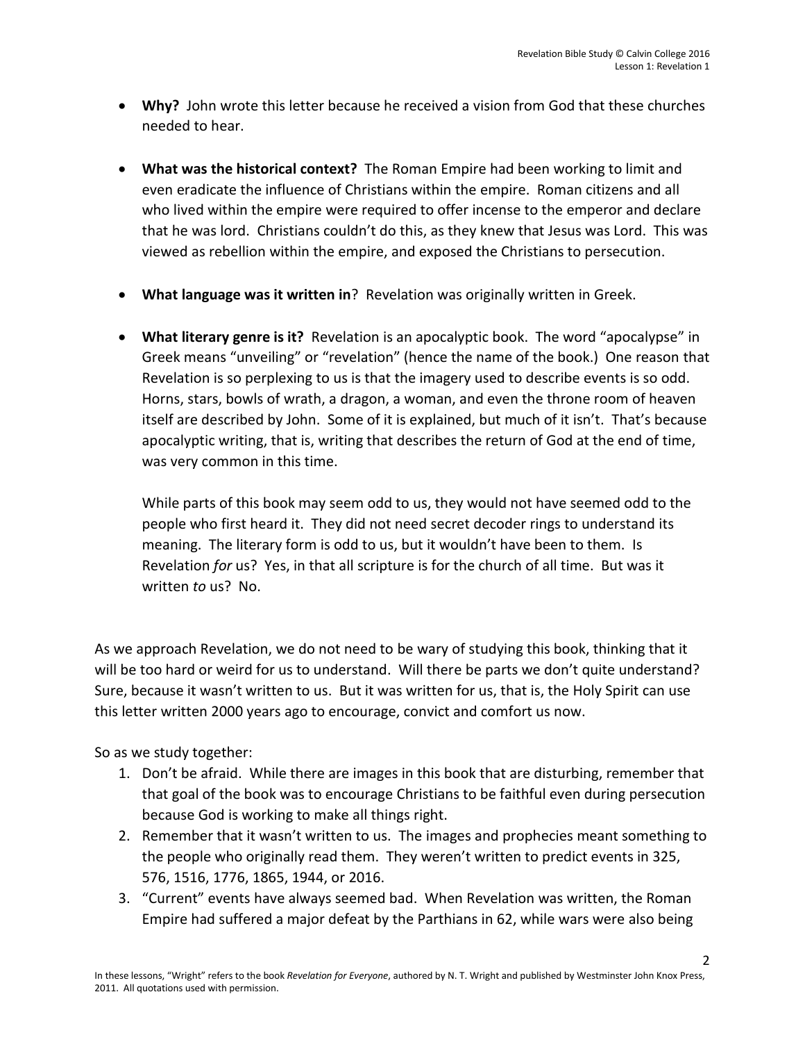- **Why?** John wrote this letter because he received a vision from God that these churches needed to hear.

- **What was the historical context?** The Roman Empire had been working to limit and even eradicate the influence of Christians within the empire. Roman citizens and all who lived within the empire were required to offer incense to the emperor and declare that he was lord. Christians couldn't do this, as they knew that Jesus was Lord. This was viewed as rebellion within the empire, and exposed the Christians to persecution.

- **What language was it written in**? Revelation was originally written in Greek.

- **What literary genre is it?** Revelation is an apocalyptic book. The word "apocalypse" in Greek means "unveiling" or "revelation" (hence the name of the book.) One reason that Revelation is so perplexing to us is that the imagery used to describe events is so odd. Horns, stars, bowls of wrath, a dragon, a woman, and even the throne room of heaven itself are described by John. Some of it is explained, but much of it isn't. That's because apocalyptic writing, that is, writing that describes the return of God at the end of time, was very common in this time.

  While parts of this book may seem odd to us, they would not have seemed odd to the people who first heard it. They did not need secret decoder rings to understand its meaning. The literary form is odd to us, but it wouldn't have been to them. Is Revelation *for* us? Yes, in that all scripture is for the church of all time. But was it written *to* us? No.

As we approach Revelation, we do not need to be wary of studying this book, thinking that it will be too hard or weird for us to understand. Will there be parts we don't quite understand? Sure, because it wasn't written to us. But it was written for us, that is, the Holy Spirit can use this letter written 2000 years ago to encourage, convict and comfort us now.

So as we study together:

1. Don't be afraid. While there are images in this book that are disturbing, remember that that goal of the book was to encourage Christians to be faithful even during persecution because God is working to make all things right.
2. Remember that it wasn't written to us. The images and prophecies meant something to the people who originally read them. They weren't written to predict events in 325, 576, 1516, 1776, 1865, 1944, or 2016.
3. "Current" events have always seemed bad. When Revelation was written, the Roman Empire had suffered a major defeat by the Parthians in 62, while wars were also being

In these lessons, "Wright" refers to the book *Revelation for Everyone*, authored by N. T. Wright and published by Westminster John Knox Press, 2011. All quotations used with permission.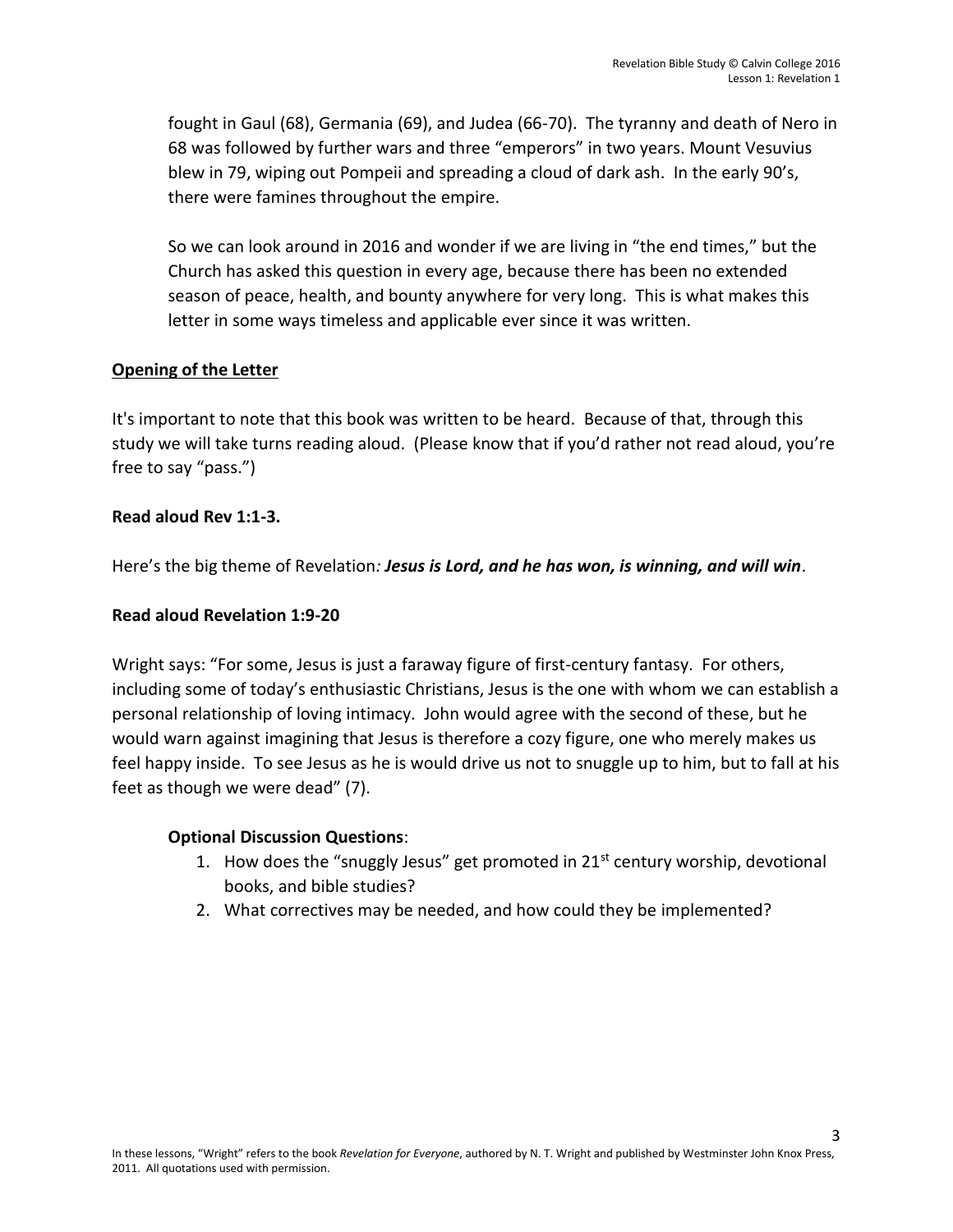fought in Gaul (68), Germania (69), and Judea (66-70). The tyranny and death of Nero in 68 was followed by further wars and three "emperors" in two years. Mount Vesuvius blew in 79, wiping out Pompeii and spreading a cloud of dark ash. In the early 90's, there were famines throughout the empire.

So we can look around in 2016 and wonder if we are living in "the end times," but the Church has asked this question in every age, because there has been no extended season of peace, health, and bounty anywhere for very long. This is what makes this letter in some ways timeless and applicable ever since it was written.

## Opening of the Letter

It's important to note that this book was written to be heard. Because of that, through this study we will take turns reading aloud. (Please know that if you'd rather not read aloud, you're free to say "pass.")

**Read aloud Rev 1:1-3.**

Here's the big theme of Revelation*:* ***Jesus is Lord, and he has won, is winning, and will win***.

**Read aloud Revelation 1:9-20**

Wright says: "For some, Jesus is just a faraway figure of first-century fantasy. For others, including some of today's enthusiastic Christians, Jesus is the one with whom we can establish a personal relationship of loving intimacy. John would agree with the second of these, but he would warn against imagining that Jesus is therefore a cozy figure, one who merely makes us feel happy inside. To see Jesus as he is would drive us not to snuggle up to him, but to fall at his feet as though we were dead" (7).

**Optional Discussion Questions**:

1. How does the "snuggly Jesus" get promoted in 21st century worship, devotional books, and bible studies?
2. What correctives may be needed, and how could they be implemented?

In these lessons, "Wright" refers to the book *Revelation for Everyone*, authored by N. T. Wright and published by Westminster John Knox Press, 2011. All quotations used with permission.